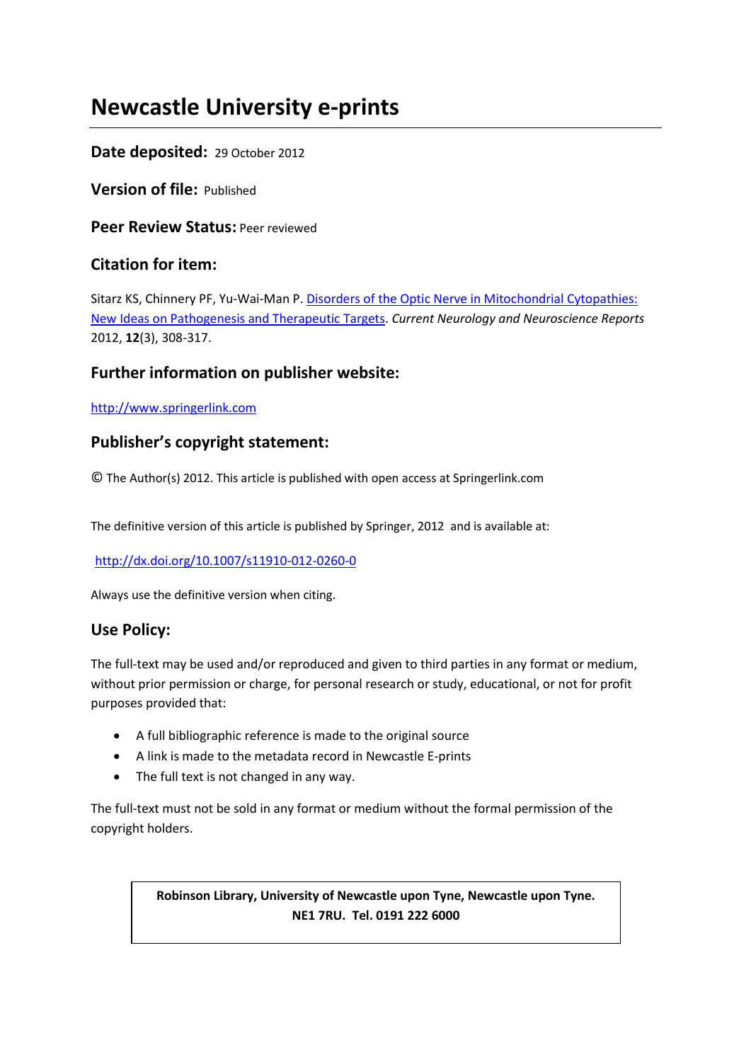# Newcastle University e-prints

**Date deposited:** 29 October 2012

**Version of file:** Published

**Peer Review Status:** Peer reviewed

## Citation for item:

Sitarz KS, Chinnery PF, Yu-Wai-Man P. Disorders of the Optic Nerve in Mitochondrial Cytopathies: New Ideas on Pathogenesis and Therapeutic Targets. *Current Neurology and Neuroscience Reports* 2012, **12**(3), 308-317.

## Further information on publisher website:

http://www.springerlink.com

## Publisher's copyright statement:

© The Author(s) 2012. This article is published with open access at Springerlink.com

The definitive version of this article is published by Springer, 2012 and is available at:

http://dx.doi.org/10.1007/s11910-012-0260-0

Always use the definitive version when citing.

## Use Policy:

The full-text may be used and/or reproduced and given to third parties in any format or medium, without prior permission or charge, for personal research or study, educational, or not for profit purposes provided that:

- A full bibliographic reference is made to the original source
- A link is made to the metadata record in Newcastle E-prints
- The full text is not changed in any way.

The full-text must not be sold in any format or medium without the formal permission of the copyright holders.

**Robinson Library, University of Newcastle upon Tyne, Newcastle upon Tyne. NE1 7RU. Tel. 0191 222 6000**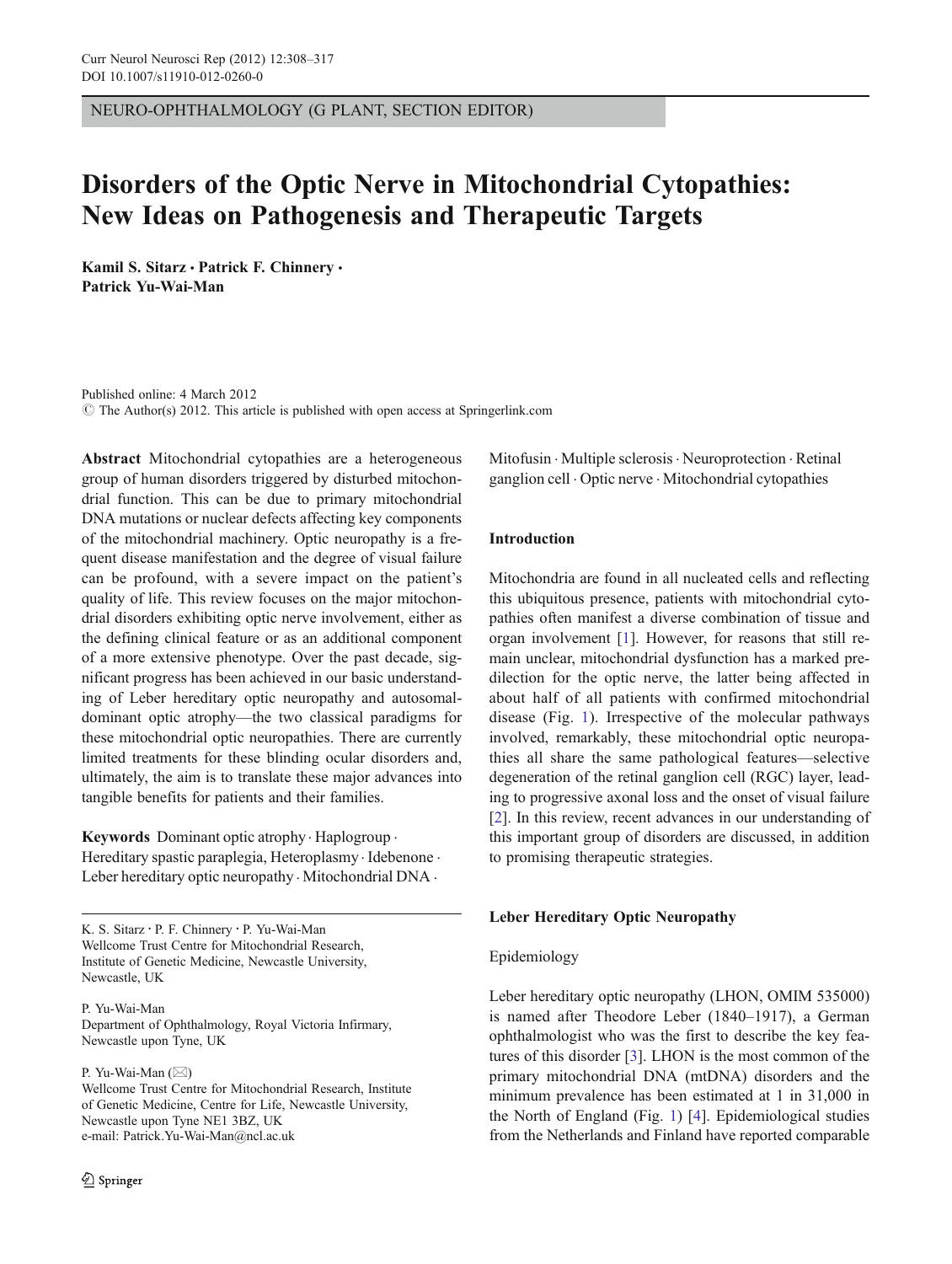NEURO-OPHTHALMOLOGY (G PLANT, SECTION EDITOR)

# Disorders of the Optic Nerve in Mitochondrial Cytopathies: New Ideas on Pathogenesis and Therapeutic Targets

**Kamil S. Sitarz · Patrick F. Chinnery · Patrick Yu-Wai-Man**

Published online: 4 March 2012
© The Author(s) 2012. This article is published with open access at Springerlink.com

**Abstract** Mitochondrial cytopathies are a heterogeneous group of human disorders triggered by disturbed mitochondrial function. This can be due to primary mitochondrial DNA mutations or nuclear defects affecting key components of the mitochondrial machinery. Optic neuropathy is a frequent disease manifestation and the degree of visual failure can be profound, with a severe impact on the patient's quality of life. This review focuses on the major mitochondrial disorders exhibiting optic nerve involvement, either as the defining clinical feature or as an additional component of a more extensive phenotype. Over the past decade, significant progress has been achieved in our basic understanding of Leber hereditary optic neuropathy and autosomal-dominant optic atrophy—the two classical paradigms for these mitochondrial optic neuropathies. There are currently limited treatments for these blinding ocular disorders and, ultimately, the aim is to translate these major advances into tangible benefits for patients and their families.

**Keywords** Dominant optic atrophy · Haplogroup · Hereditary spastic paraplegia, Heteroplasmy · Idebenone · Leber hereditary optic neuropathy · Mitochondrial DNA · Mitofusin · Multiple sclerosis · Neuroprotection · Retinal ganglion cell · Optic nerve · Mitochondrial cytopathies

K. S. Sitarz · P. F. Chinnery · P. Yu-Wai-Man
Wellcome Trust Centre for Mitochondrial Research, Institute of Genetic Medicine, Newcastle University, Newcastle, UK

P. Yu-Wai-Man
Department of Ophthalmology, Royal Victoria Infirmary, Newcastle upon Tyne, UK

P. Yu-Wai-Man (✉)
Wellcome Trust Centre for Mitochondrial Research, Institute of Genetic Medicine, Centre for Life, Newcastle University, Newcastle upon Tyne NE1 3BZ, UK
e-mail: Patrick.Yu-Wai-Man@ncl.ac.uk

## Introduction

Mitochondria are found in all nucleated cells and reflecting this ubiquitous presence, patients with mitochondrial cytopathies often manifest a diverse combination of tissue and organ involvement [1]. However, for reasons that still remain unclear, mitochondrial dysfunction has a marked predilection for the optic nerve, the latter being affected in about half of all patients with confirmed mitochondrial disease (Fig. 1). Irrespective of the molecular pathways involved, remarkably, these mitochondrial optic neuropathies all share the same pathological features—selective degeneration of the retinal ganglion cell (RGC) layer, leading to progressive axonal loss and the onset of visual failure [2]. In this review, recent advances in our understanding of this important group of disorders are discussed, in addition to promising therapeutic strategies.

## Leber Hereditary Optic Neuropathy

### Epidemiology

Leber hereditary optic neuropathy (LHON, OMIM 535000) is named after Theodore Leber (1840–1917), a German ophthalmologist who was the first to describe the key features of this disorder [3]. LHON is the most common of the primary mitochondrial DNA (mtDNA) disorders and the minimum prevalence has been estimated at 1 in 31,000 in the North of England (Fig. 1) [4]. Epidemiological studies from the Netherlands and Finland have reported comparable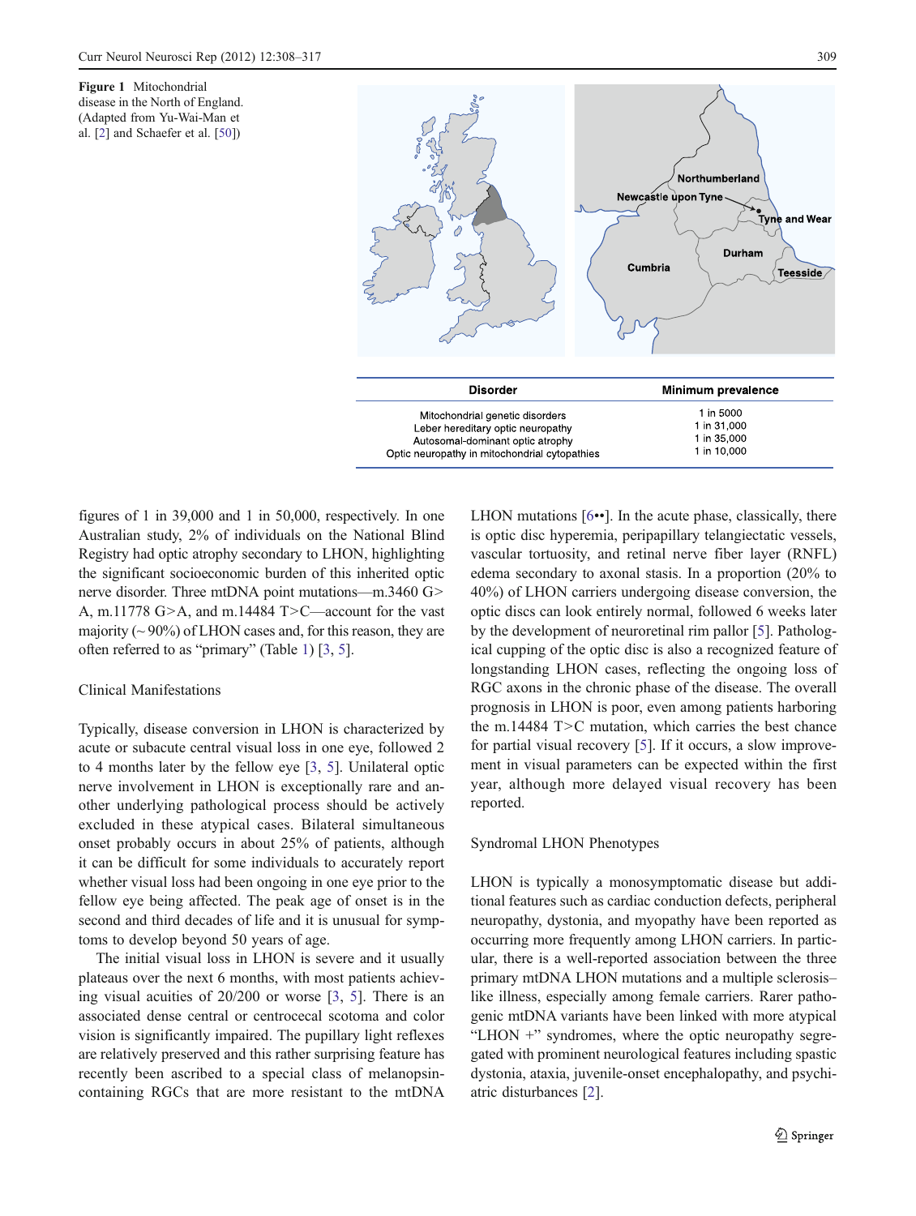Figure 1 Mitochondrial disease in the North of England. (Adapted from Yu-Wai-Man et al. [2] and Schaefer et al. [50])

| Disorder | Minimum prevalence |
|---|---|
| Mitochondrial genetic disorders | 1 in 5000 |
| Leber hereditary optic neuropathy | 1 in 31,000 |
| Autosomal-dominant optic atrophy | 1 in 35,000 |
| Optic neuropathy in mitochondrial cytopathies | 1 in 10,000 |

figures of 1 in 39,000 and 1 in 50,000, respectively. In one Australian study, 2% of individuals on the National Blind Registry had optic atrophy secondary to LHON, highlighting the significant socioeconomic burden of this inherited optic nerve disorder. Three mtDNA point mutations—m.3460 G>A, m.11778 G>A, and m.14484 T>C—account for the vast majority (~ 90%) of LHON cases and, for this reason, they are often referred to as "primary" (Table 1) [3, 5].

## Clinical Manifestations

Typically, disease conversion in LHON is characterized by acute or subacute central visual loss in one eye, followed 2 to 4 months later by the fellow eye [3, 5]. Unilateral optic nerve involvement in LHON is exceptionally rare and another underlying pathological process should be actively excluded in these atypical cases. Bilateral simultaneous onset probably occurs in about 25% of patients, although it can be difficult for some individuals to accurately report whether visual loss had been ongoing in one eye prior to the fellow eye being affected. The peak age of onset is in the second and third decades of life and it is unusual for symptoms to develop beyond 50 years of age.

The initial visual loss in LHON is severe and it usually plateaus over the next 6 months, with most patients achieving visual acuities of 20/200 or worse [3, 5]. There is an associated dense central or centrocecal scotoma and color vision is significantly impaired. The pupillary light reflexes are relatively preserved and this rather surprising feature has recently been ascribed to a special class of melanopsin-containing RGCs that are more resistant to the mtDNA LHON mutations [6••]. In the acute phase, classically, there is optic disc hyperemia, peripapillary telangiectatic vessels, vascular tortuosity, and retinal nerve fiber layer (RNFL) edema secondary to axonal stasis. In a proportion (20% to 40%) of LHON carriers undergoing disease conversion, the optic discs can look entirely normal, followed 6 weeks later by the development of neuroretinal rim pallor [5]. Pathological cupping of the optic disc is also a recognized feature of longstanding LHON cases, reflecting the ongoing loss of RGC axons in the chronic phase of the disease. The overall prognosis in LHON is poor, even among patients harboring the m.14484 T>C mutation, which carries the best chance for partial visual recovery [5]. If it occurs, a slow improvement in visual parameters can be expected within the first year, although more delayed visual recovery has been reported.

## Syndromal LHON Phenotypes

LHON is typically a monosymptomatic disease but additional features such as cardiac conduction defects, peripheral neuropathy, dystonia, and myopathy have been reported as occurring more frequently among LHON carriers. In particular, there is a well-reported association between the three primary mtDNA LHON mutations and a multiple sclerosis–like illness, especially among female carriers. Rarer pathogenic mtDNA variants have been linked with more atypical "LHON +" syndromes, where the optic neuropathy segregated with prominent neurological features including spastic dystonia, ataxia, juvenile-onset encephalopathy, and psychiatric disturbances [2].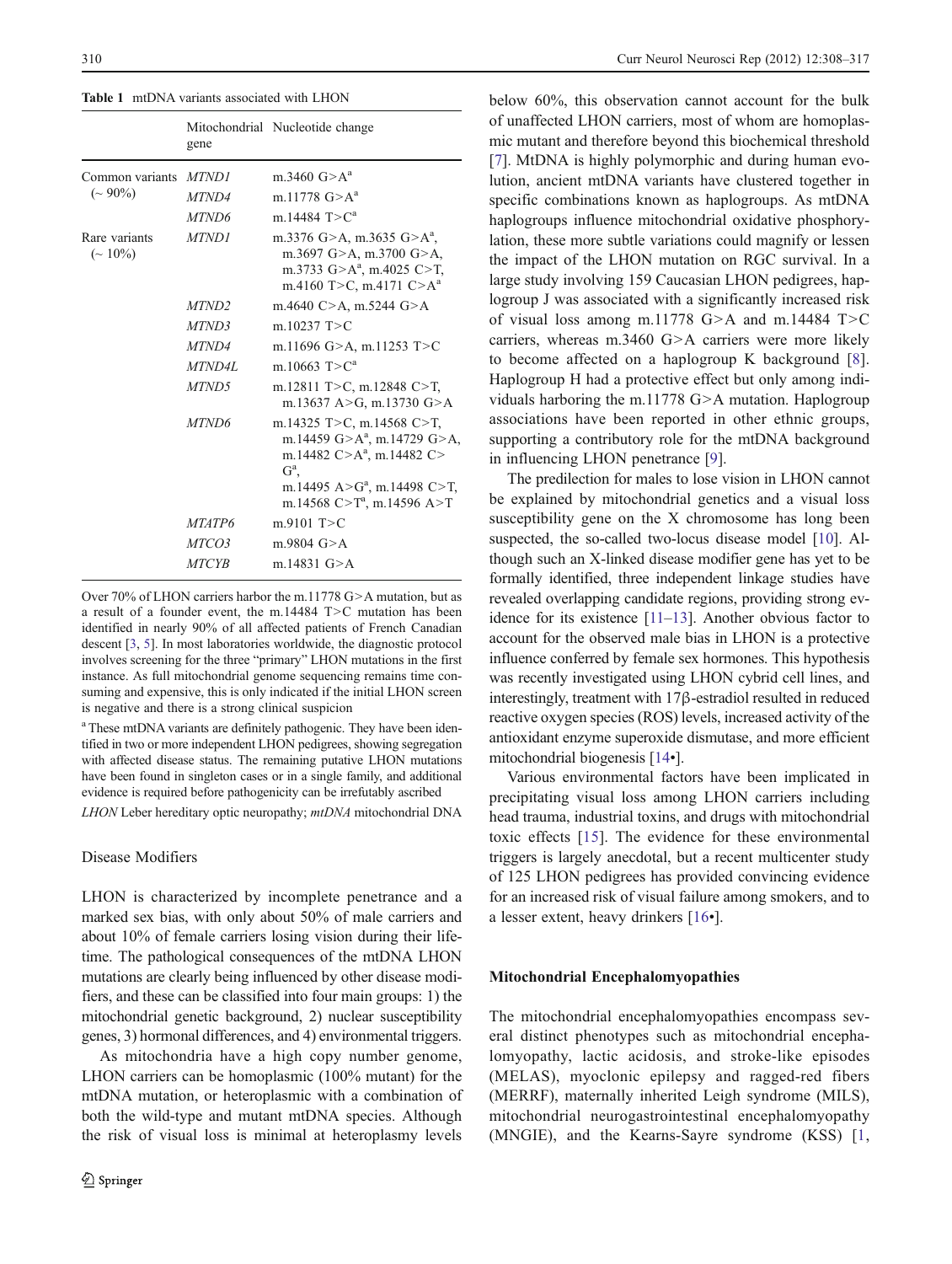**Table 1** mtDNA variants associated with LHON

| | Mitochondrial gene | Nucleotide change |
|---|---|---|
| Common variants (~ 90%) | *MTND1* | m.3460 G>A[a] |
| | *MTND4* | m.11778 G>A[a] |
| | *MTND6* | m.14484 T>C[a] |
| Rare variants (~ 10%) | *MTND1* | m.3376 G>A, m.3635 G>A[a], m.3697 G>A, m.3700 G>A, m.3733 G>A[a], m.4025 C>T, m.4160 T>C, m.4171 C>A[a] |
| | *MTND2* | m.4640 C>A, m.5244 G>A |
| | *MTND3* | m.10237 T>C |
| | *MTND4* | m.11696 G>A, m.11253 T>C |
| | *MTND4L* | m.10663 T>C[a] |
| | *MTND5* | m.12811 T>C, m.12848 C>T, m.13637 A>G, m.13730 G>A |
| | *MTND6* | m.14325 T>C, m.14568 C>T, m.14459 G>A[a], m.14729 G>A, m.14482 C>A[a], m.14482 C>G[a], m.14495 A>G[a], m.14498 C>T, m.14568 C>T[a], m.14596 A>T |
| | *MTATP6* | m.9101 T>C |
| | *MTCO3* | m.9804 G>A |
| | *MTCYB* | m.14831 G>A |

Over 70% of LHON carriers harbor the m.11778 G>A mutation, but as a result of a founder event, the m.14484 T>C mutation has been identified in nearly 90% of all affected patients of French Canadian descent [3, 5]. In most laboratories worldwide, the diagnostic protocol involves screening for the three "primary" LHON mutations in the first instance. As full mitochondrial genome sequencing remains time consuming and expensive, this is only indicated if the initial LHON screen is negative and there is a strong clinical suspicion

[a] These mtDNA variants are definitely pathogenic. They have been identified in two or more independent LHON pedigrees, showing segregation with affected disease status. The remaining putative LHON mutations have been found in singleton cases or in a single family, and additional evidence is required before pathogenicity can be irrefutably ascribed

*LHON* Leber hereditary optic neuropathy; *mtDNA* mitochondrial DNA

### Disease Modifiers

LHON is characterized by incomplete penetrance and a marked sex bias, with only about 50% of male carriers and about 10% of female carriers losing vision during their lifetime. The pathological consequences of the mtDNA LHON mutations are clearly being influenced by other disease modifiers, and these can be classified into four main groups: 1) the mitochondrial genetic background, 2) nuclear susceptibility genes, 3) hormonal differences, and 4) environmental triggers.

As mitochondria have a high copy number genome, LHON carriers can be homoplasmic (100% mutant) for the mtDNA mutation, or heteroplasmic with a combination of both the wild-type and mutant mtDNA species. Although the risk of visual loss is minimal at heteroplasmy levels below 60%, this observation cannot account for the bulk of unaffected LHON carriers, most of whom are homoplasmic mutant and therefore beyond this biochemical threshold [7]. MtDNA is highly polymorphic and during human evolution, ancient mtDNA variants have clustered together in specific combinations known as haplogroups. As mtDNA haplogroups influence mitochondrial oxidative phosphorylation, these more subtle variations could magnify or lessen the impact of the LHON mutation on RGC survival. In a large study involving 159 Caucasian LHON pedigrees, haplogroup J was associated with a significantly increased risk of visual loss among m.11778 G>A and m.14484 T>C carriers, whereas m.3460 G>A carriers were more likely to become affected on a haplogroup K background [8]. Haplogroup H had a protective effect but only among individuals harboring the m.11778 G>A mutation. Haplogroup associations have been reported in other ethnic groups, supporting a contributory role for the mtDNA background in influencing LHON penetrance [9].

The predilection for males to lose vision in LHON cannot be explained by mitochondrial genetics and a visual loss susceptibility gene on the X chromosome has long been suspected, the so-called two-locus disease model [10]. Although such an X-linked disease modifier gene has yet to be formally identified, three independent linkage studies have revealed overlapping candidate regions, providing strong evidence for its existence [11–13]. Another obvious factor to account for the observed male bias in LHON is a protective influence conferred by female sex hormones. This hypothesis was recently investigated using LHON cybrid cell lines, and interestingly, treatment with 17β-estradiol resulted in reduced reactive oxygen species (ROS) levels, increased activity of the antioxidant enzyme superoxide dismutase, and more efficient mitochondrial biogenesis [14•].

Various environmental factors have been implicated in precipitating visual loss among LHON carriers including head trauma, industrial toxins, and drugs with mitochondrial toxic effects [15]. The evidence for these environmental triggers is largely anecdotal, but a recent multicenter study of 125 LHON pedigrees has provided convincing evidence for an increased risk of visual failure among smokers, and to a lesser extent, heavy drinkers [16•].

## Mitochondrial Encephalomyopathies

The mitochondrial encephalomyopathies encompass several distinct phenotypes such as mitochondrial encephalomyopathy, lactic acidosis, and stroke-like episodes (MELAS), myoclonic epilepsy and ragged-red fibers (MERRF), maternally inherited Leigh syndrome (MILS), mitochondrial neurogastrointestinal encephalomyopathy (MNGIE), and the Kearns-Sayre syndrome (KSS) [1,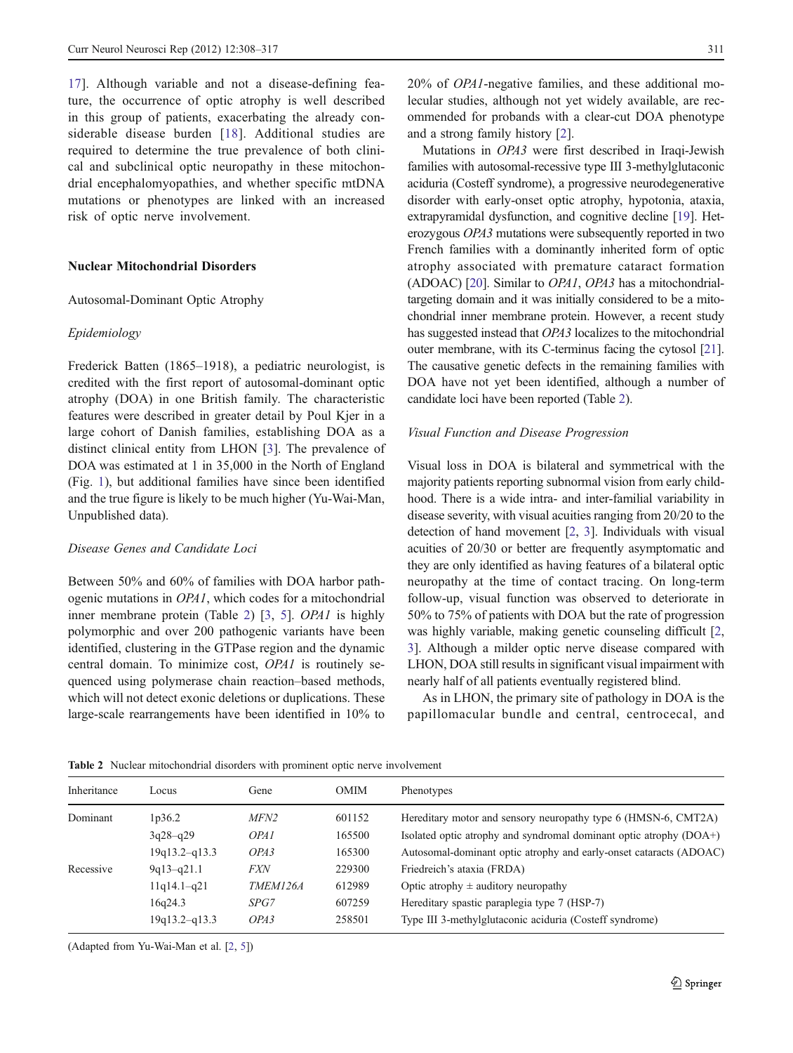17]. Although variable and not a disease-defining feature, the occurrence of optic atrophy is well described in this group of patients, exacerbating the already considerable disease burden [18]. Additional studies are required to determine the true prevalence of both clinical and subclinical optic neuropathy in these mitochondrial encephalomyopathies, and whether specific mtDNA mutations or phenotypes are linked with an increased risk of optic nerve involvement.

## Nuclear Mitochondrial Disorders

### Autosomal-Dominant Optic Atrophy

#### *Epidemiology*

Frederick Batten (1865–1918), a pediatric neurologist, is credited with the first report of autosomal-dominant optic atrophy (DOA) in one British family. The characteristic features were described in greater detail by Poul Kjer in a large cohort of Danish families, establishing DOA as a distinct clinical entity from LHON [3]. The prevalence of DOA was estimated at 1 in 35,000 in the North of England (Fig. 1), but additional families have since been identified and the true figure is likely to be much higher (Yu-Wai-Man, Unpublished data).

#### *Disease Genes and Candidate Loci*

Between 50% and 60% of families with DOA harbor pathogenic mutations in *OPA1*, which codes for a mitochondrial inner membrane protein (Table 2) [3, 5]. *OPA1* is highly polymorphic and over 200 pathogenic variants have been identified, clustering in the GTPase region and the dynamic central domain. To minimize cost, *OPA1* is routinely sequenced using polymerase chain reaction–based methods, which will not detect exonic deletions or duplications. These large-scale rearrangements have been identified in 10% to 20% of *OPA1*-negative families, and these additional molecular studies, although not yet widely available, are recommended for probands with a clear-cut DOA phenotype and a strong family history [2].

Mutations in *OPA3* were first described in Iraqi-Jewish families with autosomal-recessive type III 3-methylglutaconic aciduria (Costeff syndrome), a progressive neurodegenerative disorder with early-onset optic atrophy, hypotonia, ataxia, extrapyramidal dysfunction, and cognitive decline [19]. Heterozygous *OPA3* mutations were subsequently reported in two French families with a dominantly inherited form of optic atrophy associated with premature cataract formation (ADOAC) [20]. Similar to *OPA1*, *OPA3* has a mitochondrial-targeting domain and it was initially considered to be a mitochondrial inner membrane protein. However, a recent study has suggested instead that *OPA3* localizes to the mitochondrial outer membrane, with its C-terminus facing the cytosol [21]. The causative genetic defects in the remaining families with DOA have not yet been identified, although a number of candidate loci have been reported (Table 2).

#### *Visual Function and Disease Progression*

Visual loss in DOA is bilateral and symmetrical with the majority patients reporting subnormal vision from early childhood. There is a wide intra- and inter-familial variability in disease severity, with visual acuities ranging from 20/20 to the detection of hand movement [2, 3]. Individuals with visual acuities of 20/30 or better are frequently asymptomatic and they are only identified as having features of a bilateral optic neuropathy at the time of contact tracing. On long-term follow-up, visual function was observed to deteriorate in 50% to 75% of patients with DOA but the rate of progression was highly variable, making genetic counseling difficult [2, 3]. Although a milder optic nerve disease compared with LHON, DOA still results in significant visual impairment with nearly half of all patients eventually registered blind.

As in LHON, the primary site of pathology in DOA is the papillomacular bundle and central, centrocecal, and

**Table 2** Nuclear mitochondrial disorders with prominent optic nerve involvement

| Inheritance | Locus | Gene | OMIM | Phenotypes |
|---|---|---|---|---|
| Dominant | 1p36.2 | *MFN2* | 601152 | Hereditary motor and sensory neuropathy type 6 (HMSN-6, CMT2A) |
| | 3q28–q29 | *OPA1* | 165500 | Isolated optic atrophy and syndromal dominant optic atrophy (DOA+) |
| | 19q13.2–q13.3 | *OPA3* | 165300 | Autosomal-dominant optic atrophy and early-onset cataracts (ADOAC) |
| Recessive | 9q13–q21.1 | *FXN* | 229300 | Friedreich's ataxia (FRDA) |
| | 11q14.1–q21 | *TMEM126A* | 612989 | Optic atrophy ± auditory neuropathy |
| | 16q24.3 | *SPG7* | 607259 | Hereditary spastic paraplegia type 7 (HSP-7) |
| | 19q13.2–q13.3 | *OPA3* | 258501 | Type III 3-methylglutaconic aciduria (Costeff syndrome) |

(Adapted from Yu-Wai-Man et al. [2, 5])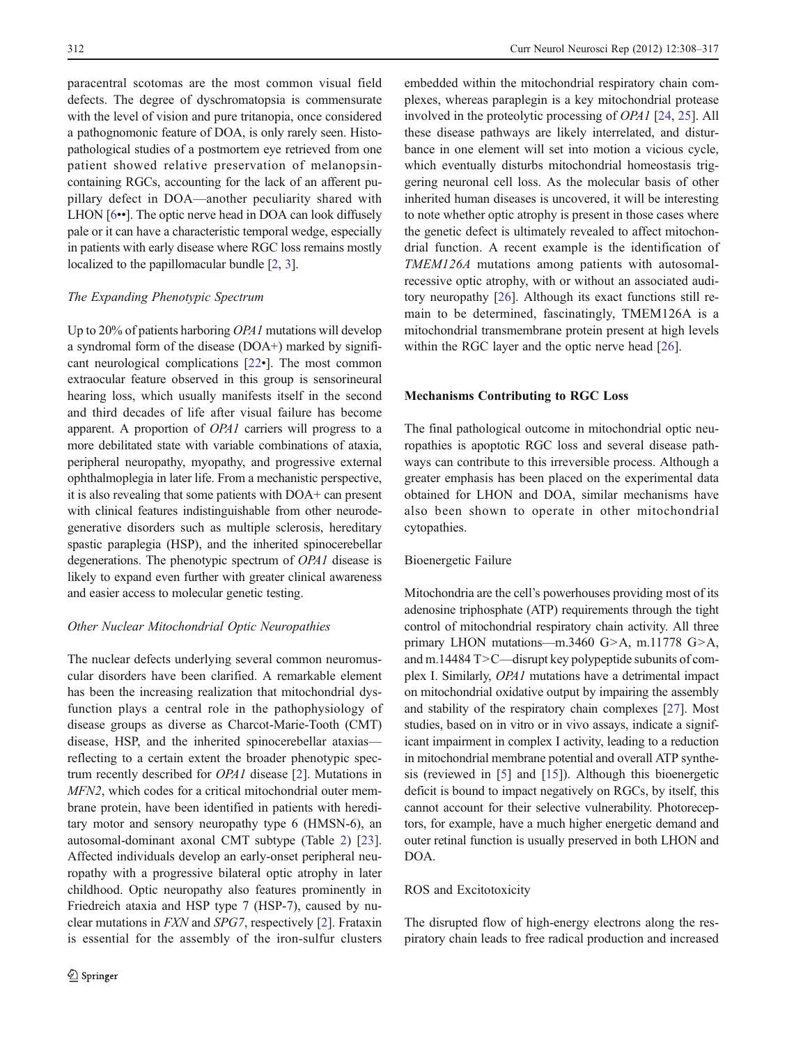paracentral scotomas are the most common visual field defects. The degree of dyschromatopsia is commensurate with the level of vision and pure tritanopia, once considered a pathognomonic feature of DOA, is only rarely seen. Histopathological studies of a postmortem eye retrieved from one patient showed relative preservation of melanopsin-containing RGCs, accounting for the lack of an afferent pupillary defect in DOA—another peculiarity shared with LHON [6••]. The optic nerve head in DOA can look diffusely pale or it can have a characteristic temporal wedge, especially in patients with early disease where RGC loss remains mostly localized to the papillomacular bundle [2, 3].

### *The Expanding Phenotypic Spectrum*

Up to 20% of patients harboring *OPA1* mutations will develop a syndromal form of the disease (DOA+) marked by significant neurological complications [22•]. The most common extraocular feature observed in this group is sensorineural hearing loss, which usually manifests itself in the second and third decades of life after visual failure has become apparent. A proportion of *OPA1* carriers will progress to a more debilitated state with variable combinations of ataxia, peripheral neuropathy, myopathy, and progressive external ophthalmoplegia in later life. From a mechanistic perspective, it is also revealing that some patients with DOA+ can present with clinical features indistinguishable from other neurodegenerative disorders such as multiple sclerosis, hereditary spastic paraplegia (HSP), and the inherited spinocerebellar degenerations. The phenotypic spectrum of *OPA1* disease is likely to expand even further with greater clinical awareness and easier access to molecular genetic testing.

### *Other Nuclear Mitochondrial Optic Neuropathies*

The nuclear defects underlying several common neuromuscular disorders have been clarified. A remarkable element has been the increasing realization that mitochondrial dysfunction plays a central role in the pathophysiology of disease groups as diverse as Charcot-Marie-Tooth (CMT) disease, HSP, and the inherited spinocerebellar ataxias—reflecting to a certain extent the broader phenotypic spectrum recently described for *OPA1* disease [2]. Mutations in *MFN2*, which codes for a critical mitochondrial outer membrane protein, have been identified in patients with hereditary motor and sensory neuropathy type 6 (HMSN-6), an autosomal-dominant axonal CMT subtype (Table 2) [23]. Affected individuals develop an early-onset peripheral neuropathy with a progressive bilateral optic atrophy in later childhood. Optic neuropathy also features prominently in Friedreich ataxia and HSP type 7 (HSP-7), caused by nuclear mutations in *FXN* and *SPG7*, respectively [2]. Frataxin is essential for the assembly of the iron-sulfur clusters embedded within the mitochondrial respiratory chain complexes, whereas paraplegin is a key mitochondrial protease involved in the proteolytic processing of *OPA1* [24, 25]. All these disease pathways are likely interrelated, and disturbance in one element will set into motion a vicious cycle, which eventually disturbs mitochondrial homeostasis triggering neuronal cell loss. As the molecular basis of other inherited human diseases is uncovered, it will be interesting to note whether optic atrophy is present in those cases where the genetic defect is ultimately revealed to affect mitochondrial function. A recent example is the identification of *TMEM126A* mutations among patients with autosomal-recessive optic atrophy, with or without an associated auditory neuropathy [26]. Although its exact functions still remain to be determined, fascinatingly, TMEM126A is a mitochondrial transmembrane protein present at high levels within the RGC layer and the optic nerve head [26].

## Mechanisms Contributing to RGC Loss

The final pathological outcome in mitochondrial optic neuropathies is apoptotic RGC loss and several disease pathways can contribute to this irreversible process. Although a greater emphasis has been placed on the experimental data obtained for LHON and DOA, similar mechanisms have also been shown to operate in other mitochondrial cytopathies.

### Bioenergetic Failure

Mitochondria are the cell's powerhouses providing most of its adenosine triphosphate (ATP) requirements through the tight control of mitochondrial respiratory chain activity. All three primary LHON mutations—m.3460 G>A, m.11778 G>A, and m.14484 T>C—disrupt key polypeptide subunits of complex I. Similarly, *OPA1* mutations have a detrimental impact on mitochondrial oxidative output by impairing the assembly and stability of the respiratory chain complexes [27]. Most studies, based on in vitro or in vivo assays, indicate a significant impairment in complex I activity, leading to a reduction in mitochondrial membrane potential and overall ATP synthesis (reviewed in [5] and [15]). Although this bioenergetic deficit is bound to impact negatively on RGCs, by itself, this cannot account for their selective vulnerability. Photoreceptors, for example, have a much higher energetic demand and outer retinal function is usually preserved in both LHON and DOA.

### ROS and Excitotoxicity

The disrupted flow of high-energy electrons along the respiratory chain leads to free radical production and increased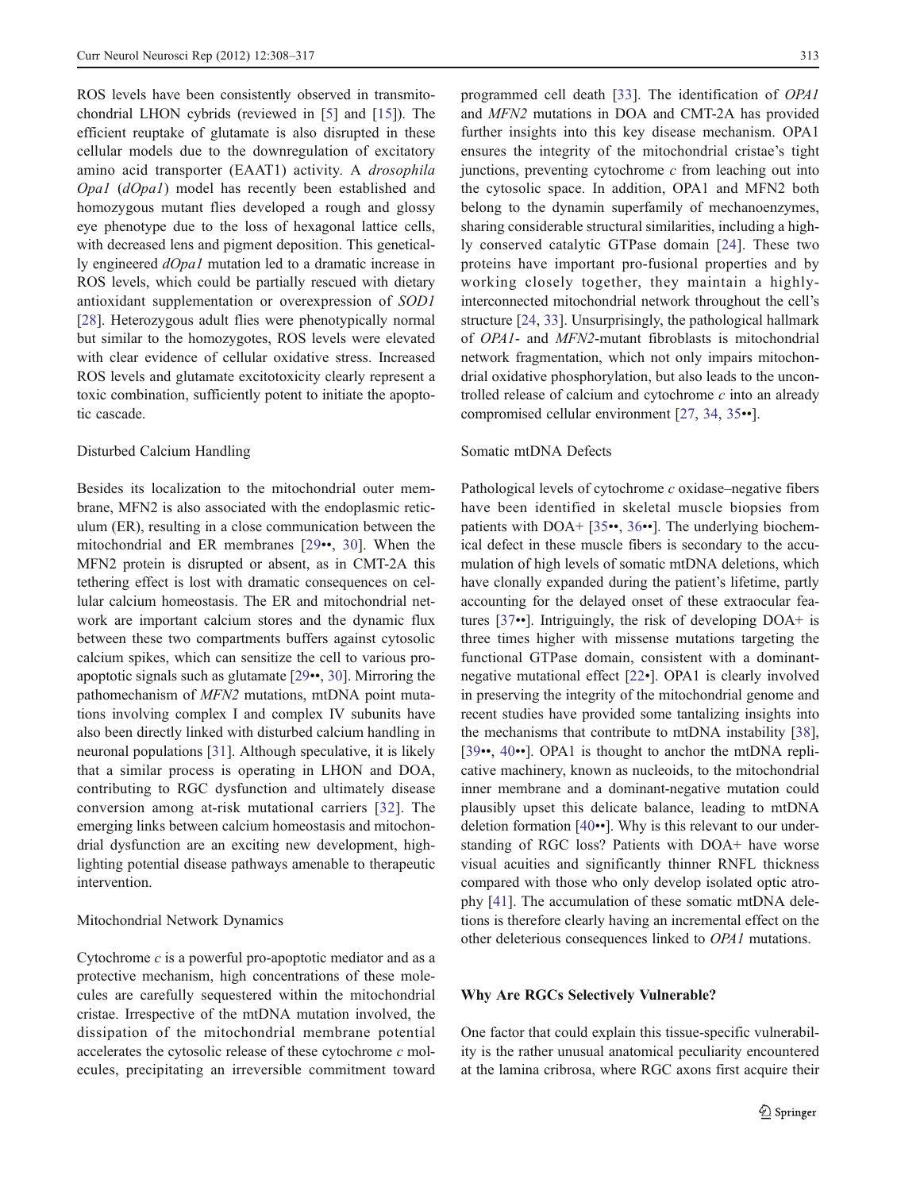ROS levels have been consistently observed in transmitochondrial LHON cybrids (reviewed in [5] and [15]). The efficient reuptake of glutamate is also disrupted in these cellular models due to the downregulation of excitatory amino acid transporter (EAAT1) activity. A *drosophila Opa1* (*dOpa1*) model has recently been established and homozygous mutant flies developed a rough and glossy eye phenotype due to the loss of hexagonal lattice cells, with decreased lens and pigment deposition. This genetically engineered *dOpa1* mutation led to a dramatic increase in ROS levels, which could be partially rescued with dietary antioxidant supplementation or overexpression of *SOD1* [28]. Heterozygous adult flies were phenotypically normal but similar to the homozygotes, ROS levels were elevated with clear evidence of cellular oxidative stress. Increased ROS levels and glutamate excitotoxicity clearly represent a toxic combination, sufficiently potent to initiate the apoptotic cascade.

### Disturbed Calcium Handling

Besides its localization to the mitochondrial outer membrane, MFN2 is also associated with the endoplasmic reticulum (ER), resulting in a close communication between the mitochondrial and ER membranes [29••, 30]. When the MFN2 protein is disrupted or absent, as in CMT-2A this tethering effect is lost with dramatic consequences on cellular calcium homeostasis. The ER and mitochondrial network are important calcium stores and the dynamic flux between these two compartments buffers against cytosolic calcium spikes, which can sensitize the cell to various pro-apoptotic signals such as glutamate [29••, 30]. Mirroring the pathomechanism of *MFN2* mutations, mtDNA point mutations involving complex I and complex IV subunits have also been directly linked with disturbed calcium handling in neuronal populations [31]. Although speculative, it is likely that a similar process is operating in LHON and DOA, contributing to RGC dysfunction and ultimately disease conversion among at-risk mutational carriers [32]. The emerging links between calcium homeostasis and mitochondrial dysfunction are an exciting new development, highlighting potential disease pathways amenable to therapeutic intervention.

### Mitochondrial Network Dynamics

Cytochrome *c* is a powerful pro-apoptotic mediator and as a protective mechanism, high concentrations of these molecules are carefully sequestered within the mitochondrial cristae. Irrespective of the mtDNA mutation involved, the dissipation of the mitochondrial membrane potential accelerates the cytosolic release of these cytochrome *c* molecules, precipitating an irreversible commitment toward programmed cell death [33]. The identification of *OPA1* and *MFN2* mutations in DOA and CMT-2A has provided further insights into this key disease mechanism. OPA1 ensures the integrity of the mitochondrial cristae's tight junctions, preventing cytochrome *c* from leaching out into the cytosolic space. In addition, OPA1 and MFN2 both belong to the dynamin superfamily of mechanoenzymes, sharing considerable structural similarities, including a highly conserved catalytic GTPase domain [24]. These two proteins have important pro-fusional properties and by working closely together, they maintain a highly-interconnected mitochondrial network throughout the cell's structure [24, 33]. Unsurprisingly, the pathological hallmark of *OPA1*- and *MFN2*-mutant fibroblasts is mitochondrial network fragmentation, which not only impairs mitochondrial oxidative phosphorylation, but also leads to the uncontrolled release of calcium and cytochrome *c* into an already compromised cellular environment [27, 34, 35••].

### Somatic mtDNA Defects

Pathological levels of cytochrome *c* oxidase–negative fibers have been identified in skeletal muscle biopsies from patients with DOA+ [35••, 36••]. The underlying biochemical defect in these muscle fibers is secondary to the accumulation of high levels of somatic mtDNA deletions, which have clonally expanded during the patient's lifetime, partly accounting for the delayed onset of these extraocular features [37••]. Intriguingly, the risk of developing DOA+ is three times higher with missense mutations targeting the functional GTPase domain, consistent with a dominant-negative mutational effect [22•]. OPA1 is clearly involved in preserving the integrity of the mitochondrial genome and recent studies have provided some tantalizing insights into the mechanisms that contribute to mtDNA instability [38], [39••, 40••]. OPA1 is thought to anchor the mtDNA replicative machinery, known as nucleoids, to the mitochondrial inner membrane and a dominant-negative mutation could plausibly upset this delicate balance, leading to mtDNA deletion formation [40••]. Why is this relevant to our understanding of RGC loss? Patients with DOA+ have worse visual acuities and significantly thinner RNFL thickness compared with those who only develop isolated optic atrophy [41]. The accumulation of these somatic mtDNA deletions is therefore clearly having an incremental effect on the other deleterious consequences linked to *OPA1* mutations.

## Why Are RGCs Selectively Vulnerable?

One factor that could explain this tissue-specific vulnerability is the rather unusual anatomical peculiarity encountered at the lamina cribrosa, where RGC axons first acquire their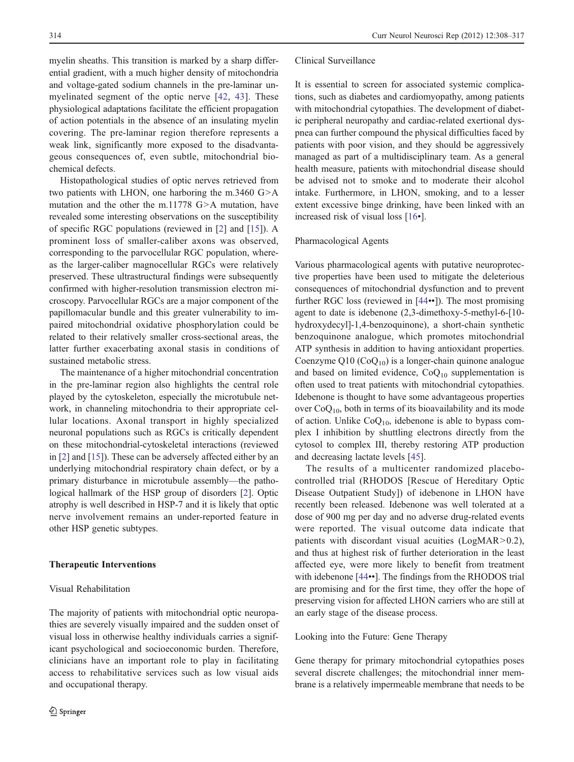myelin sheaths. This transition is marked by a sharp differential gradient, with a much higher density of mitochondria and voltage-gated sodium channels in the pre-laminar unmyelinated segment of the optic nerve [42, 43]. These physiological adaptations facilitate the efficient propagation of action potentials in the absence of an insulating myelin covering. The pre-laminar region therefore represents a weak link, significantly more exposed to the disadvantageous consequences of, even subtle, mitochondrial biochemical defects.

Histopathological studies of optic nerves retrieved from two patients with LHON, one harboring the m.3460 G>A mutation and the other the m.11778 G>A mutation, have revealed some interesting observations on the susceptibility of specific RGC populations (reviewed in [2] and [15]). A prominent loss of smaller-caliber axons was observed, corresponding to the parvocellular RGC population, whereas the larger-caliber magnocellular RGCs were relatively preserved. These ultrastructural findings were subsequently confirmed with higher-resolution transmission electron microscopy. Parvocellular RGCs are a major component of the papillomacular bundle and this greater vulnerability to impaired mitochondrial oxidative phosphorylation could be related to their relatively smaller cross-sectional areas, the latter further exacerbating axonal stasis in conditions of sustained metabolic stress.

The maintenance of a higher mitochondrial concentration in the pre-laminar region also highlights the central role played by the cytoskeleton, especially the microtubule network, in channeling mitochondria to their appropriate cellular locations. Axonal transport in highly specialized neuronal populations such as RGCs is critically dependent on these mitochondrial-cytoskeletal interactions (reviewed in [2] and [15]). These can be adversely affected either by an underlying mitochondrial respiratory chain defect, or by a primary disturbance in microtubule assembly—the pathological hallmark of the HSP group of disorders [2]. Optic atrophy is well described in HSP-7 and it is likely that optic nerve involvement remains an under-reported feature in other HSP genetic subtypes.

## Therapeutic Interventions

### Visual Rehabilitation

The majority of patients with mitochondrial optic neuropathies are severely visually impaired and the sudden onset of visual loss in otherwise healthy individuals carries a significant psychological and socioeconomic burden. Therefore, clinicians have an important role to play in facilitating access to rehabilitative services such as low visual aids and occupational therapy.

### Clinical Surveillance

It is essential to screen for associated systemic complications, such as diabetes and cardiomyopathy, among patients with mitochondrial cytopathies. The development of diabetic peripheral neuropathy and cardiac-related exertional dyspnea can further compound the physical difficulties faced by patients with poor vision, and they should be aggressively managed as part of a multidisciplinary team. As a general health measure, patients with mitochondrial disease should be advised not to smoke and to moderate their alcohol intake. Furthermore, in LHON, smoking, and to a lesser extent excessive binge drinking, have been linked with an increased risk of visual loss [16•].

### Pharmacological Agents

Various pharmacological agents with putative neuroprotective properties have been used to mitigate the deleterious consequences of mitochondrial dysfunction and to prevent further RGC loss (reviewed in [44••]). The most promising agent to date is idebenone (2,3-dimethoxy-5-methyl-6-[10-hydroxydecyl]-1,4-benzoquinone), a short-chain synthetic benzoquinone analogue, which promotes mitochondrial ATP synthesis in addition to having antioxidant properties. Coenzyme Q10 ($CoQ_{10}$) is a longer-chain quinone analogue and based on limited evidence, $CoQ_{10}$ supplementation is often used to treat patients with mitochondrial cytopathies. Idebenone is thought to have some advantageous properties over $CoQ_{10}$, both in terms of its bioavailability and its mode of action. Unlike $CoQ_{10}$, idebenone is able to bypass complex I inhibition by shuttling electrons directly from the cytosol to complex III, thereby restoring ATP production and decreasing lactate levels [45].

The results of a multicenter randomized placebo-controlled trial (RHODOS [Rescue of Hereditary Optic Disease Outpatient Study]) of idebenone in LHON have recently been released. Idebenone was well tolerated at a dose of 900 mg per day and no adverse drug-related events were reported. The visual outcome data indicate that patients with discordant visual acuities (LogMAR>0.2), and thus at highest risk of further deterioration in the least affected eye, were more likely to benefit from treatment with idebenone [44••]. The findings from the RHODOS trial are promising and for the first time, they offer the hope of preserving vision for affected LHON carriers who are still at an early stage of the disease process.

### Looking into the Future: Gene Therapy

Gene therapy for primary mitochondrial cytopathies poses several discrete challenges; the mitochondrial inner membrane is a relatively impermeable membrane that needs to be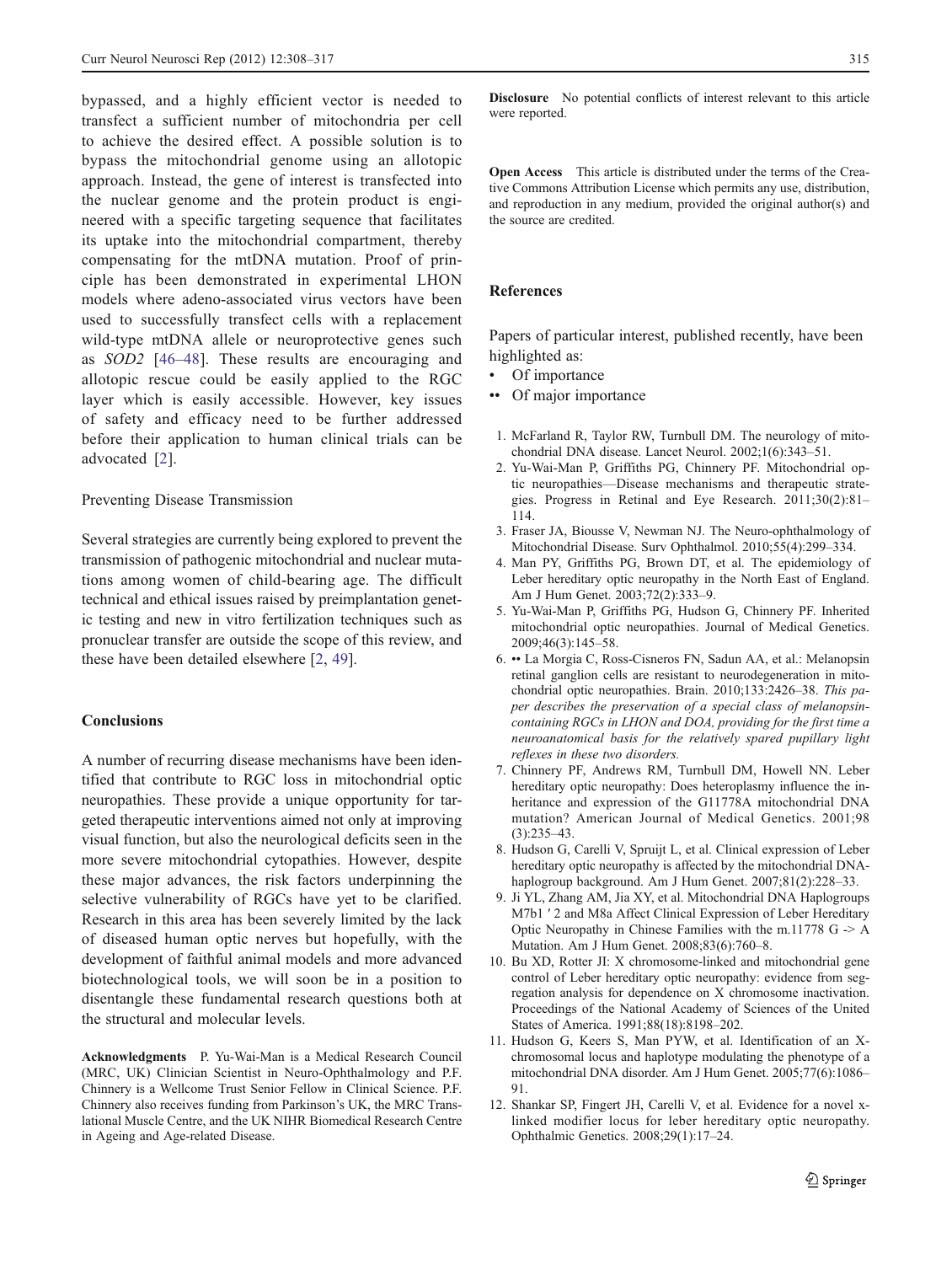bypassed, and a highly efficient vector is needed to transfect a sufficient number of mitochondria per cell to achieve the desired effect. A possible solution is to bypass the mitochondrial genome using an allotopic approach. Instead, the gene of interest is transfected into the nuclear genome and the protein product is engineered with a specific targeting sequence that facilitates its uptake into the mitochondrial compartment, thereby compensating for the mtDNA mutation. Proof of principle has been demonstrated in experimental LHON models where adeno-associated virus vectors have been used to successfully transfect cells with a replacement wild-type mtDNA allele or neuroprotective genes such as *SOD2* [46–48]. These results are encouraging and allotopic rescue could be easily applied to the RGC layer which is easily accessible. However, key issues of safety and efficacy need to be further addressed before their application to human clinical trials can be advocated [2].

### Preventing Disease Transmission

Several strategies are currently being explored to prevent the transmission of pathogenic mitochondrial and nuclear mutations among women of child-bearing age. The difficult technical and ethical issues raised by preimplantation genetic testing and new in vitro fertilization techniques such as pronuclear transfer are outside the scope of this review, and these have been detailed elsewhere [2, 49].

## Conclusions

A number of recurring disease mechanisms have been identified that contribute to RGC loss in mitochondrial optic neuropathies. These provide a unique opportunity for targeted therapeutic interventions aimed not only at improving visual function, but also the neurological deficits seen in the more severe mitochondrial cytopathies. However, despite these major advances, the risk factors underpinning the selective vulnerability of RGCs have yet to be clarified. Research in this area has been severely limited by the lack of diseased human optic nerves but hopefully, with the development of faithful animal models and more advanced biotechnological tools, we will soon be in a position to disentangle these fundamental research questions both at the structural and molecular levels.

**Acknowledgments** P. Yu-Wai-Man is a Medical Research Council (MRC, UK) Clinician Scientist in Neuro-Ophthalmology and P.F. Chinnery is a Wellcome Trust Senior Fellow in Clinical Science. P.F. Chinnery also receives funding from Parkinson's UK, the MRC Translational Muscle Centre, and the UK NIHR Biomedical Research Centre in Ageing and Age-related Disease.

**Disclosure** No potential conflicts of interest relevant to this article were reported.

**Open Access** This article is distributed under the terms of the Creative Commons Attribution License which permits any use, distribution, and reproduction in any medium, provided the original author(s) and the source are credited.

## References

Papers of particular interest, published recently, have been highlighted as:

- • Of importance
- •• Of major importance

1. McFarland R, Taylor RW, Turnbull DM. The neurology of mitochondrial DNA disease. Lancet Neurol. 2002;1(6):343–51.
2. Yu-Wai-Man P, Griffiths PG, Chinnery PF. Mitochondrial optic neuropathies—Disease mechanisms and therapeutic strategies. Progress in Retinal and Eye Research. 2011;30(2):81–114.
3. Fraser JA, Biousse V, Newman NJ. The Neuro-ophthalmology of Mitochondrial Disease. Surv Ophthalmol. 2010;55(4):299–334.
4. Man PY, Griffiths PG, Brown DT, et al. The epidemiology of Leber hereditary optic neuropathy in the North East of England. Am J Hum Genet. 2003;72(2):333–9.
5. Yu-Wai-Man P, Griffiths PG, Hudson G, Chinnery PF. Inherited mitochondrial optic neuropathies. Journal of Medical Genetics. 2009;46(3):145–58.
6. •• La Morgia C, Ross-Cisneros FN, Sadun AA, et al.: Melanopsin retinal ganglion cells are resistant to neurodegeneration in mitochondrial optic neuropathies. Brain. 2010;133:2426–38. *This paper describes the preservation of a special class of melanopsin-containing RGCs in LHON and DOA, providing for the first time a neuroanatomical basis for the relatively spared pupillary light reflexes in these two disorders.*
7. Chinnery PF, Andrews RM, Turnbull DM, Howell NN. Leber hereditary optic neuropathy: Does heteroplasmy influence the inheritance and expression of the G11778A mitochondrial DNA mutation? American Journal of Medical Genetics. 2001;98(3):235–43.
8. Hudson G, Carelli V, Spruijt L, et al. Clinical expression of Leber hereditary optic neuropathy is affected by the mitochondrial DNA-haplogroup background. Am J Hum Genet. 2007;81(2):228–33.
9. Ji YL, Zhang AM, Jia XY, et al. Mitochondrial DNA Haplogroups M7b1 ′ 2 and M8a Affect Clinical Expression of Leber Hereditary Optic Neuropathy in Chinese Families with the m.11778 G -> A Mutation. Am J Hum Genet. 2008;83(6):760–8.
10. Bu XD, Rotter JI: X chromosome-linked and mitochondrial gene control of Leber hereditary optic neuropathy: evidence from segregation analysis for dependence on X chromosome inactivation. Proceedings of the National Academy of Sciences of the United States of America. 1991;88(18):8198–202.
11. Hudson G, Keers S, Man PYW, et al. Identification of an X-chromosomal locus and haplotype modulating the phenotype of a mitochondrial DNA disorder. Am J Hum Genet. 2005;77(6):1086–91.
12. Shankar SP, Fingert JH, Carelli V, et al. Evidence for a novel x-linked modifier locus for leber hereditary optic neuropathy. Ophthalmic Genetics. 2008;29(1):17–24.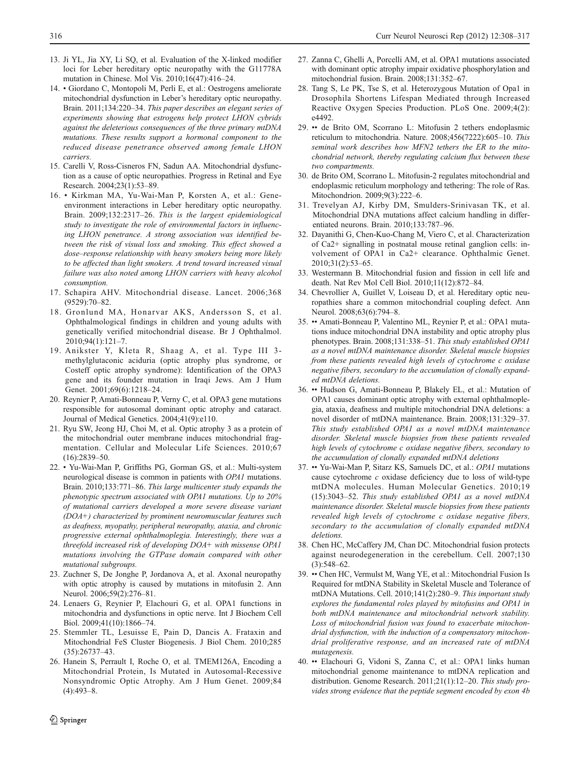13. Ji YL, Jia XY, Li SQ, et al. Evaluation of the X-linked modifier loci for Leber hereditary optic neuropathy with the G11778A mutation in Chinese. Mol Vis. 2010;16(47):416–24.
14. • Giordano C, Montopoli M, Perli E, et al.: Oestrogens ameliorate mitochondrial dysfunction in Leber's hereditary optic neuropathy. Brain. 2011;134:220–34. *This paper describes an elegant series of experiments showing that estrogens help protect LHON cybrids against the deleterious consequences of the three primary mtDNA mutations. These results support a hormonal component to the reduced disease penetrance observed among female LHON carriers.*
15. Carelli V, Ross-Cisneros FN, Sadun AA. Mitochondrial dysfunction as a cause of optic neuropathies. Progress in Retinal and Eye Research. 2004;23(1):53–89.
16. • Kirkman MA, Yu-Wai-Man P, Korsten A, et al.: Gene-environment interactions in Leber hereditary optic neuropathy. Brain. 2009;132:2317–26. *This is the largest epidemiological study to investigate the role of environmental factors in influencing LHON penetrance. A strong association was identified between the risk of visual loss and smoking. This effect showed a dose–response relationship with heavy smokers being more likely to be affected than light smokers. A trend toward increased visual failure was also noted among LHON carriers with heavy alcohol consumption.*
17. Schapira AHV. Mitochondrial disease. Lancet. 2006;368 (9529):70–82.
18. Gronlund MA, Honarvar AKS, Andersson S, et al. Ophthalmological findings in children and young adults with genetically verified mitochondrial disease. Br J Ophthalmol. 2010;94(1):121–7.
19. Anikster Y, Kleta R, Shaag A, et al. Type III 3-methylglutaconic aciduria (optic atrophy plus syndrome, or Costeff optic atrophy syndrome): Identification of the OPA3 gene and its founder mutation in Iraqi Jews. Am J Hum Genet. 2001;69(6):1218–24.
20. Reynier P, Amati-Bonneau P, Verny C, et al. OPA3 gene mutations responsible for autosomal dominant optic atrophy and cataract. Journal of Medical Genetics. 2004;41(9):e110.
21. Ryu SW, Jeong HJ, Choi M, et al. Optic atrophy 3 as a protein of the mitochondrial outer membrane induces mitochondrial fragmentation. Cellular and Molecular Life Sciences. 2010;67 (16):2839–50.
22. • Yu-Wai-Man P, Griffiths PG, Gorman GS, et al.: Multi-system neurological disease is common in patients with *OPA1* mutations. Brain. 2010;133:771–86. *This large multicenter study expands the phenotypic spectrum associated with OPA1 mutations. Up to 20% of mutational carriers developed a more severe disease variant (DOA+) characterized by prominent neuromuscular features such as deafness, myopathy, peripheral neuropathy, ataxia, and chronic progressive external ophthalmoplegia. Interestingly, there was a threefold increased risk of developing DOA+ with missense OPA1 mutations involving the GTPase domain compared with other mutational subgroups.*
23. Zuchner S, De Jonghe P, Jordanova A, et al. Axonal neuropathy with optic atrophy is caused by mutations in mitofusin 2. Ann Neurol. 2006;59(2):276–81.
24. Lenaers G, Reynier P, Elachouri G, et al. OPA1 functions in mitochondria and dysfunctions in optic nerve. Int J Biochem Cell Biol. 2009;41(10):1866–74.
25. Stemmler TL, Lesuisse E, Pain D, Dancis A. Frataxin and Mitochondrial FeS Cluster Biogenesis. J Biol Chem. 2010;285 (35):26737–43.
26. Hanein S, Perrault I, Roche O, et al. TMEM126A, Encoding a Mitochondrial Protein, Is Mutated in Autosomal-Recessive Nonsyndromic Optic Atrophy. Am J Hum Genet. 2009;84 (4):493–8.
27. Zanna C, Ghelli A, Porcelli AM, et al. OPA1 mutations associated with dominant optic atrophy impair oxidative phosphorylation and mitochondrial fusion. Brain. 2008;131:352–67.
28. Tang S, Le PK, Tse S, et al. Heterozygous Mutation of Opa1 in Drosophila Shortens Lifespan Mediated through Increased Reactive Oxygen Species Production. PLoS One. 2009;4(2): e4492.
29. •• de Brito OM, Scorrano L: Mitofusin 2 tethers endoplasmic reticulum to mitochondria. Nature. 2008;456(7222):605–10. *This seminal work describes how MFN2 tethers the ER to the mitochondrial network, thereby regulating calcium flux between these two compartments.*
30. de Brito OM, Scorrano L. Mitofusin-2 regulates mitochondrial and endoplasmic reticulum morphology and tethering: The role of Ras. Mitochondrion. 2009;9(3):222–6.
31. Trevelyan AJ, Kirby DM, Smulders-Srinivasan TK, et al. Mitochondrial DNA mutations affect calcium handling in differentiated neurons. Brain. 2010;133:787–96.
32. Dayanithi G, Chen-Kuo-Chang M, Viero C, et al. Characterization of Ca2+ signalling in postnatal mouse retinal ganglion cells: involvement of OPA1 in Ca2+ clearance. Ophthalmic Genet. 2010;31(2):53–65.
33. Westermann B. Mitochondrial fusion and fission in cell life and death. Nat Rev Mol Cell Biol. 2010;11(12):872–84.
34. Chevrollier A, Guillet V, Loiseau D, et al. Hereditary optic neuropathies share a common mitochondrial coupling defect. Ann Neurol. 2008;63(6):794–8.
35. •• Amati-Bonneau P, Valentino ML, Reynier P, et al.: OPA1 mutations induce mitochondrial DNA instability and optic atrophy plus phenotypes. Brain. 2008;131:338–51. *This study established OPA1 as a novel mtDNA maintenance disorder. Skeletal muscle biopsies from these patients revealed high levels of cytochrome c oxidase negative fibers, secondary to the accumulation of clonally expanded mtDNA deletions.*
36. •• Hudson G, Amati-Bonneau P, Blakely EL, et al.: Mutation of OPA1 causes dominant optic atrophy with external ophthalmoplegia, ataxia, deafness and multiple mitochondrial DNA deletions: a novel disorder of mtDNA maintenance. Brain. 2008;131:329–37. *This study established OPA1 as a novel mtDNA maintenance disorder. Skeletal muscle biopsies from these patients revealed high levels of cytochrome c oxidase negative fibers, secondary to the accumulation of clonally expanded mtDNA deletions*
37. •• Yu-Wai-Man P, Sitarz KS, Samuels DC, et al.: *OPA1* mutations cause cytochrome *c* oxidase deficiency due to loss of wild-type mtDNA molecules. Human Molecular Genetics. 2010;19 (15):3043–52. *This study established OPA1 as a novel mtDNA maintenance disorder. Skeletal muscle biopsies from these patients revealed high levels of cytochrome c oxidase negative fibers, secondary to the accumulation of clonally expanded mtDNA deletions.*
38. Chen HC, McCaffery JM, Chan DC. Mitochondrial fusion protects against neurodegeneration in the cerebellum. Cell. 2007;130 (3):548–62.
39. •• Chen HC, Vermulst M, Wang YE, et al.: Mitochondrial Fusion Is Required for mtDNA Stability in Skeletal Muscle and Tolerance of mtDNA Mutations. Cell. 2010;141(2):280–9. *This important study explores the fundamental roles played by mitofusins and OPA1 in both mtDNA maintenance and mitochondrial network stability. Loss of mitochondrial fusion was found to exacerbate mitochondrial dysfunction, with the induction of a compensatory mitochondrial proliferative response, and an increased rate of mtDNA mutagenesis.*
40. •• Elachouri G, Vidoni S, Zanna C, et al.: OPA1 links human mitochondrial genome maintenance to mtDNA replication and distribution. Genome Research. 2011;21(1):12–20. *This study provides strong evidence that the peptide segment encoded by exon 4b*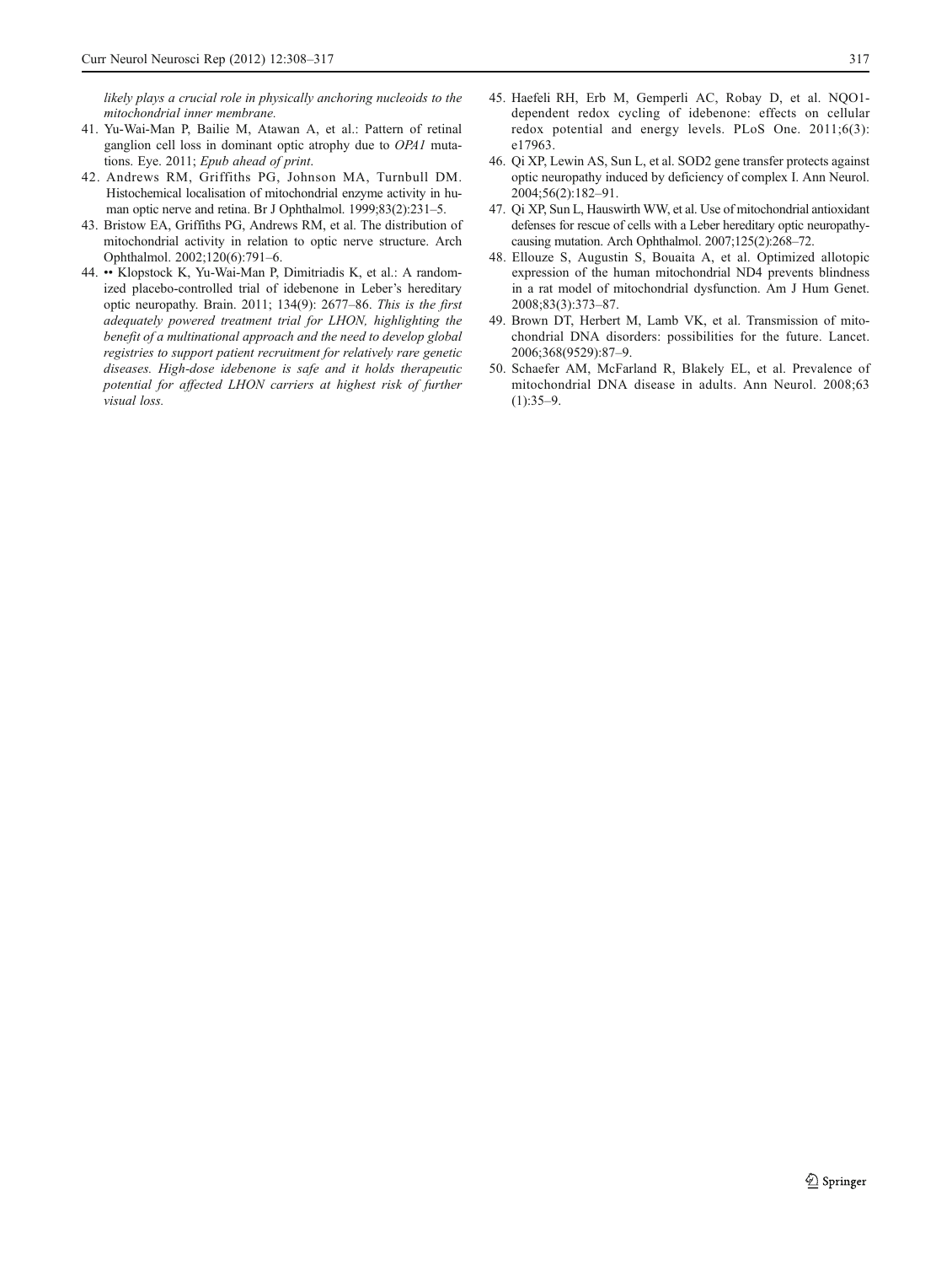*likely plays a crucial role in physically anchoring nucleoids to the mitochondrial inner membrane.*

41. Yu-Wai-Man P, Bailie M, Atawan A, et al.: Pattern of retinal ganglion cell loss in dominant optic atrophy due to *OPA1* mutations. Eye. 2011; *Epub ahead of print.*
42. Andrews RM, Griffiths PG, Johnson MA, Turnbull DM. Histochemical localisation of mitochondrial enzyme activity in human optic nerve and retina. Br J Ophthalmol. 1999;83(2):231–5.
43. Bristow EA, Griffiths PG, Andrews RM, et al. The distribution of mitochondrial activity in relation to optic nerve structure. Arch Ophthalmol. 2002;120(6):791–6.
44. •• Klopstock K, Yu-Wai-Man P, Dimitriadis K, et al.: A randomized placebo-controlled trial of idebenone in Leber's hereditary optic neuropathy. Brain. 2011; 134(9): 2677–86. *This is the first adequately powered treatment trial for LHON, highlighting the benefit of a multinational approach and the need to develop global registries to support patient recruitment for relatively rare genetic diseases. High-dose idebenone is safe and it holds therapeutic potential for affected LHON carriers at highest risk of further visual loss.*
45. Haefeli RH, Erb M, Gemperli AC, Robay D, et al. NQO1-dependent redox cycling of idebenone: effects on cellular redox potential and energy levels. PLoS One. 2011;6(3):e17963.
46. Qi XP, Lewin AS, Sun L, et al. SOD2 gene transfer protects against optic neuropathy induced by deficiency of complex I. Ann Neurol. 2004;56(2):182–91.
47. Qi XP, Sun L, Hauswirth WW, et al. Use of mitochondrial antioxidant defenses for rescue of cells with a Leber hereditary optic neuropathy-causing mutation. Arch Ophthalmol. 2007;125(2):268–72.
48. Ellouze S, Augustin S, Bouaita A, et al. Optimized allotopic expression of the human mitochondrial ND4 prevents blindness in a rat model of mitochondrial dysfunction. Am J Hum Genet. 2008;83(3):373–87.
49. Brown DT, Herbert M, Lamb VK, et al. Transmission of mitochondrial DNA disorders: possibilities for the future. Lancet. 2006;368(9529):87–9.
50. Schaefer AM, McFarland R, Blakely EL, et al. Prevalence of mitochondrial DNA disease in adults. Ann Neurol. 2008;63(1):35–9.